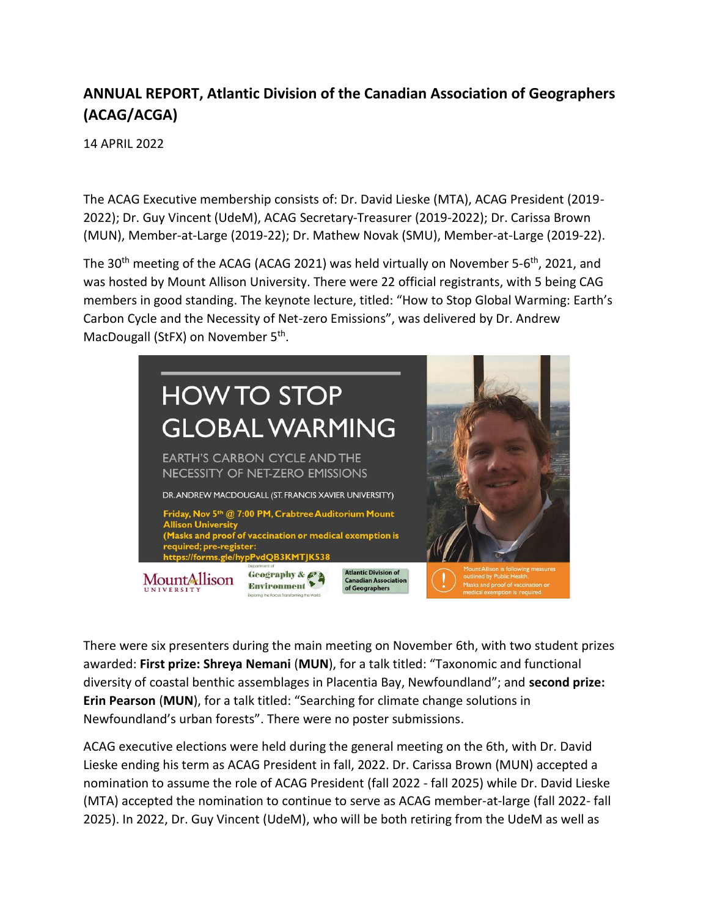**ANNUAL REPORT, Atlantic Division of the Canadian Association of Geographers (ACAG/ACGA)**

14 APRIL 2022

The ACAG Executive membership consists of: Dr. David Lieske (MTA), ACAG President (2019-2022); Dr. Guy Vincent (UdeM), ACAG Secretary-Treasurer (2019-2022); Dr. Carissa Brown (MUN), Member-at-Large (2019-22); Dr. Mathew Novak (SMU), Member-at-Large (2019-22).

The 30th meeting of the ACAG (ACAG 2021) was held virtually on November 5-6th, 2021, and was hosted by Mount Allison University. There were 22 official registrants, with 5 being CAG members in good standing. The keynote lecture, titled: "How to Stop Global Warming: Earth's Carbon Cycle and the Necessity of Net-zero Emissions", was delivered by Dr. Andrew MacDougall (StFX) on November 5th.

There were six presenters during the main meeting on November 6th, with two student prizes awarded: **First prize: Shreya Nemani** (**MUN**), for a talk titled: "Taxonomic and functional diversity of coastal benthic assemblages in Placentia Bay, Newfoundland"; and **second prize: Erin Pearson** (**MUN**), for a talk titled: "Searching for climate change solutions in Newfoundland's urban forests". There were no poster submissions.

ACAG executive elections were held during the general meeting on the 6th, with Dr. David Lieske ending his term as ACAG President in fall, 2022. Dr. Carissa Brown (MUN) accepted a nomination to assume the role of ACAG President (fall 2022 - fall 2025) while Dr. David Lieske (MTA) accepted the nomination to continue to serve as ACAG member-at-large (fall 2022- fall 2025). In 2022, Dr. Guy Vincent (UdeM), who will be both retiring from the UdeM as well as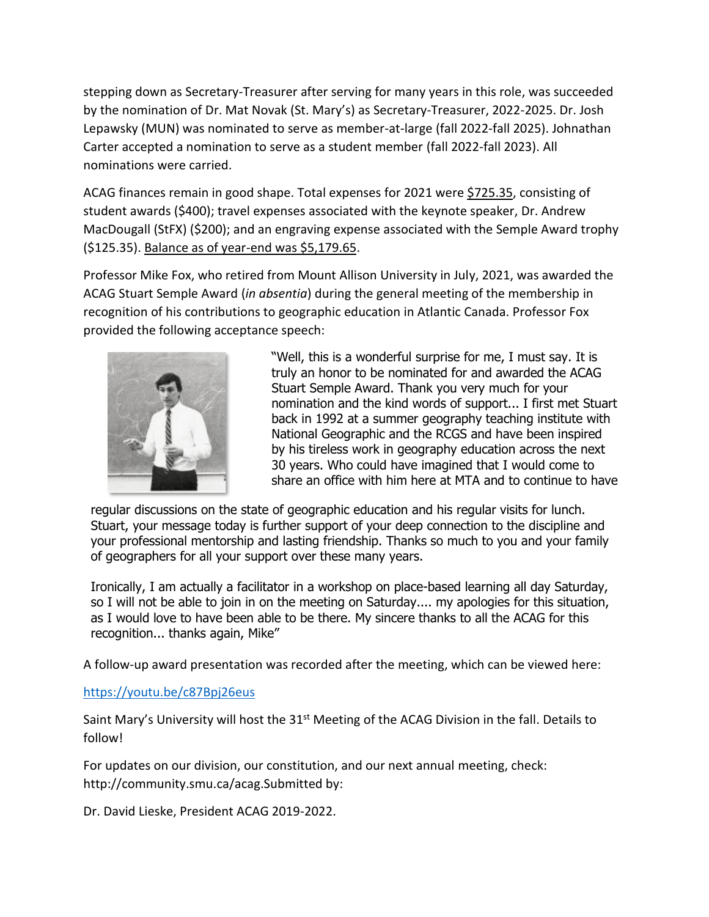stepping down as Secretary-Treasurer after serving for many years in this role, was succeeded by the nomination of Dr. Mat Novak (St. Mary's) as Secretary-Treasurer, 2022-2025. Dr. Josh Lepawsky (MUN) was nominated to serve as member-at-large (fall 2022-fall 2025). Johnathan Carter accepted a nomination to serve as a student member (fall 2022-fall 2023). All nominations were carried.

ACAG finances remain in good shape. Total expenses for 2021 were <u>$725.35</u>, consisting of student awards ($400); travel expenses associated with the keynote speaker, Dr. Andrew MacDougall (StFX) ($200); and an engraving expense associated with the Semple Award trophy ($125.35). <u>Balance as of year-end was $5,179.65</u>.

Professor Mike Fox, who retired from Mount Allison University in July, 2021, was awarded the ACAG Stuart Semple Award (*in absentia*) during the general meeting of the membership in recognition of his contributions to geographic education in Atlantic Canada. Professor Fox provided the following acceptance speech:

> "Well, this is a wonderful surprise for me, I must say. It is truly an honor to be nominated for and awarded the ACAG Stuart Semple Award. Thank you very much for your nomination and the kind words of support... I first met Stuart back in 1992 at a summer geography teaching institute with National Geographic and the RCGS and have been inspired by his tireless work in geography education across the next 30 years. Who could have imagined that I would come to share an office with him here at MTA and to continue to have regular discussions on the state of geographic education and his regular visits for lunch. Stuart, your message today is further support of your deep connection to the discipline and your professional mentorship and lasting friendship. Thanks so much to you and your family of geographers for all your support over these many years.
>
> Ironically, I am actually a facilitator in a workshop on place-based learning all day Saturday, so I will not be able to join in on the meeting on Saturday.... my apologies for this situation, as I would love to have been able to be there. My sincere thanks to all the ACAG for this recognition... thanks again, Mike"

A follow-up award presentation was recorded after the meeting, which can be viewed here:

https://youtu.be/c87Bpj26eus

Saint Mary's University will host the 31st Meeting of the ACAG Division in the fall. Details to follow!

For updates on our division, our constitution, and our next annual meeting, check: http://community.smu.ca/acag.Submitted by:

Dr. David Lieske, President ACAG 2019-2022.